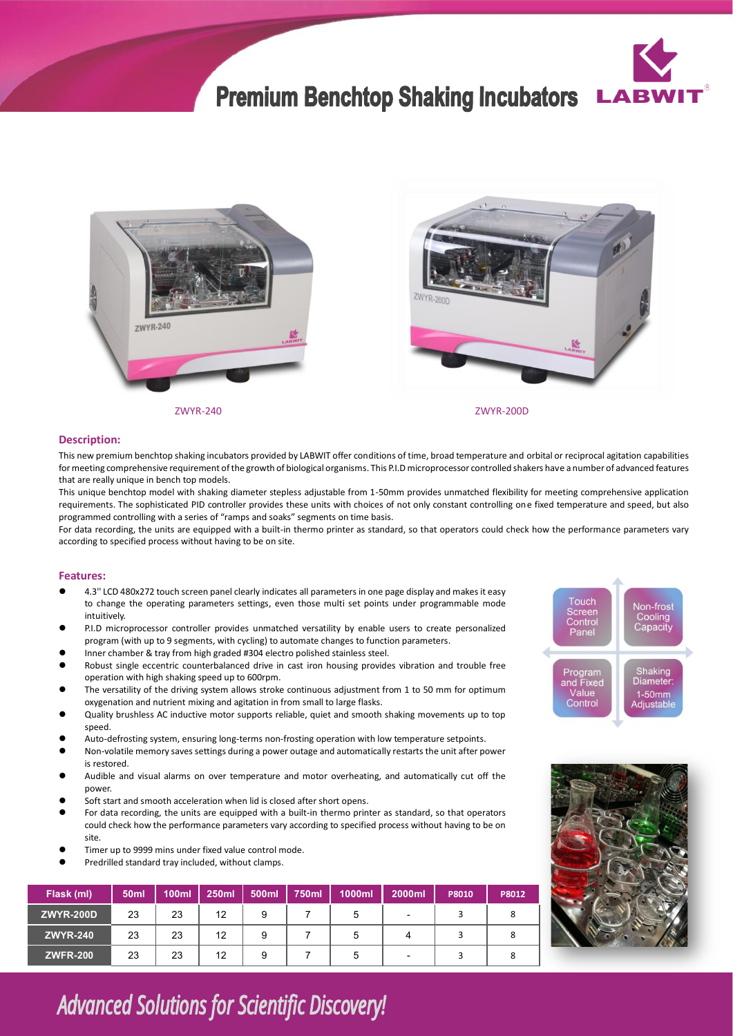# Premium Benchtop Shaking Incubators

LABWIT

ZWYR-240

ZWYR-200D

## Description:

This new premium benchtop shaking incubators provided by LABWIT offer conditions of time, broad temperature and orbital or reciprocal agitation capabilities for meeting comprehensive requirement of the growth of biological organisms. This P.I.D microprocessor controlled shakers have a number of advanced features that are really unique in bench top models.

This unique benchtop model with shaking diameter stepless adjustable from 1-50mm provides unmatched flexibility for meeting comprehensive application requirements. The sophisticated PID controller provides these units with choices of not only constant controlling one fixed temperature and speed, but also programmed controlling with a series of "ramps and soaks" segments on time basis.

For data recording, the units are equipped with a built-in thermo printer as standard, so that operators could check how the performance parameters vary according to specified process without having to be on site.

## Features:

- 4.3'' LCD 480x272 touch screen panel clearly indicates all parameters in one page display and makes it easy to change the operating parameters settings, even those multi set points under programmable mode intuitively.
- P.I.D microprocessor controller provides unmatched versatility by enable users to create personalized program (with up to 9 segments, with cycling) to automate changes to function parameters.
- Inner chamber & tray from high graded #304 electro polished stainless steel.
- Robust single eccentric counterbalanced drive in cast iron housing provides vibration and trouble free operation with high shaking speed up to 600rpm.
- The versatility of the driving system allows stroke continuous adjustment from 1 to 50 mm for optimum oxygenation and nutrient mixing and agitation in from small to large flasks.
- Quality brushless AC inductive motor supports reliable, quiet and smooth shaking movements up to top speed.
- Auto-defrosting system, ensuring long-terms non-frosting operation with low temperature setpoints.
- Non-volatile memory saves settings during a power outage and automatically restarts the unit after power is restored.
- Audible and visual alarms on over temperature and motor overheating, and automatically cut off the power.
- Soft start and smooth acceleration when lid is closed after short opens.
- For data recording, the units are equipped with a built-in thermo printer as standard, so that operators could check how the performance parameters vary according to specified process without having to be on site.
- Timer up to 9999 mins under fixed value control mode.
- Predrilled standard tray included, without clamps.

Touch Screen Control Panel | Non-frost Cooling Capacity | Program and Fixed Value Control | Shaking Diameter: 1-50mm Adjustable

| Flask (ml) | 50ml | 100ml | 250ml | 500ml | 750ml | 1000ml | 2000ml | P8010 | P8012 |
|---|---|---|---|---|---|---|---|---|---|
| ZWYR-200D | 23 | 23 | 12 | 9 | 7 | 5 | - | 3 | 8 |
| ZWYR-240 | 23 | 23 | 12 | 9 | 7 | 5 | 4 | 3 | 8 |
| ZWFR-200 | 23 | 23 | 12 | 9 | 7 | 5 | - | 3 | 8 |

*Advanced Solutions for Scientific Discovery!*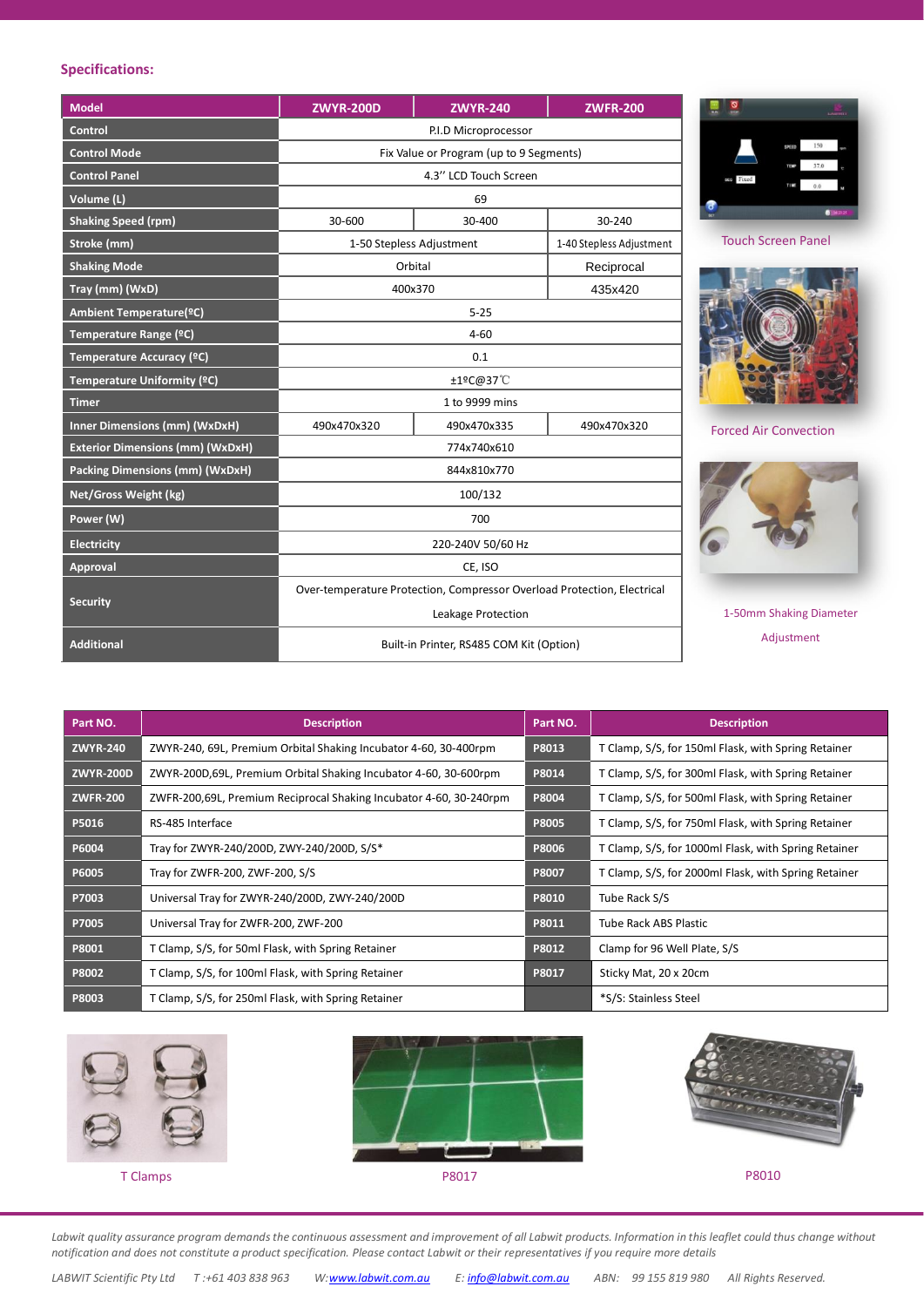## Specifications:

| Model | ZWYR-200D | ZWYR-240 | ZWFR-200 |
|---|---|---|---|
| Control | P.I.D Microprocessor | | |
| Control Mode | Fix Value or Program (up to 9 Segments) | | |
| Control Panel | 4.3'' LCD Touch Screen | | |
| Volume (L) | 69 | | |
| Shaking Speed (rpm) | 30-600 | 30-400 | 30-240 |
| Stroke (mm) | 1-50 Stepless Adjustment | | 1-40 Stepless Adjustment |
| Shaking Mode | Orbital | | Reciprocal |
| Tray (mm) (WxD) | 400x370 | | 435x420 |
| Ambient Temperature(ºC) | 5-25 | | |
| Temperature Range (ºC) | 4-60 | | |
| Temperature Accuracy (ºC) | 0.1 | | |
| Temperature Uniformity (ºC) | ±1ºC@37℃ | | |
| Timer | 1 to 9999 mins | | |
| Inner Dimensions (mm) (WxDxH) | 490x470x320 | 490x470x335 | 490x470x320 |
| Exterior Dimensions (mm) (WxDxH) | 774x740x610 | | |
| Packing Dimensions (mm) (WxDxH) | 844x810x770 | | |
| Net/Gross Weight (kg) | 100/132 | | |
| Power (W) | 700 | | |
| Electricity | 220-240V 50/60 Hz | | |
| Approval | CE, ISO | | |
| Security | Over-temperature Protection, Compressor Overload Protection, Electrical Leakage Protection | | |
| Additional | Built-in Printer, RS485 COM Kit (Option) | | |

Touch Screen Panel

Forced Air Convection

1-50mm Shaking Diameter Adjustment

| Part NO. | Description | Part NO. | Description |
|---|---|---|---|
| ZWYR-240 | ZWYR-240, 69L, Premium Orbital Shaking Incubator 4-60, 30-400rpm | P8013 | T Clamp, S/S, for 150ml Flask, with Spring Retainer |
| ZWYR-200D | ZWYR-200D,69L, Premium Orbital Shaking Incubator 4-60, 30-600rpm | P8014 | T Clamp, S/S, for 300ml Flask, with Spring Retainer |
| ZWFR-200 | ZWFR-200,69L, Premium Reciprocal Shaking Incubator 4-60, 30-240rpm | P8004 | T Clamp, S/S, for 500ml Flask, with Spring Retainer |
| P5016 | RS-485 Interface | P8005 | T Clamp, S/S, for 750ml Flask, with Spring Retainer |
| P6004 | Tray for ZWYR-240/200D, ZWY-240/200D, S/S* | P8006 | T Clamp, S/S, for 1000ml Flask, with Spring Retainer |
| P6005 | Tray for ZWFR-200, ZWF-200, S/S | P8007 | T Clamp, S/S, for 2000ml Flask, with Spring Retainer |
| P7003 | Universal Tray for ZWYR-240/200D, ZWY-240/200D | P8010 | Tube Rack S/S |
| P7005 | Universal Tray for ZWFR-200, ZWF-200 | P8011 | Tube Rack ABS Plastic |
| P8001 | T Clamp, S/S, for 50ml Flask, with Spring Retainer | P8012 | Clamp for 96 Well Plate, S/S |
| P8002 | T Clamp, S/S, for 100ml Flask, with Spring Retainer | P8017 | Sticky Mat, 20 x 20cm |
| P8003 | T Clamp, S/S, for 250ml Flask, with Spring Retainer | | *S/S: Stainless Steel |

T Clamps

P8017

P8010

*Labwit quality assurance program demands the continuous assessment and improvement of all Labwit products. Information in this leaflet could thus change without notification and does not constitute a product specification. Please contact Labwit or their representatives if you require more details*

*LABWIT Scientific Pty Ltd T :+61 403 838 963 W:www.labwit.com.au E: info@labwit.com.au ABN: 99 155 819 980 All Rights Reserved.*